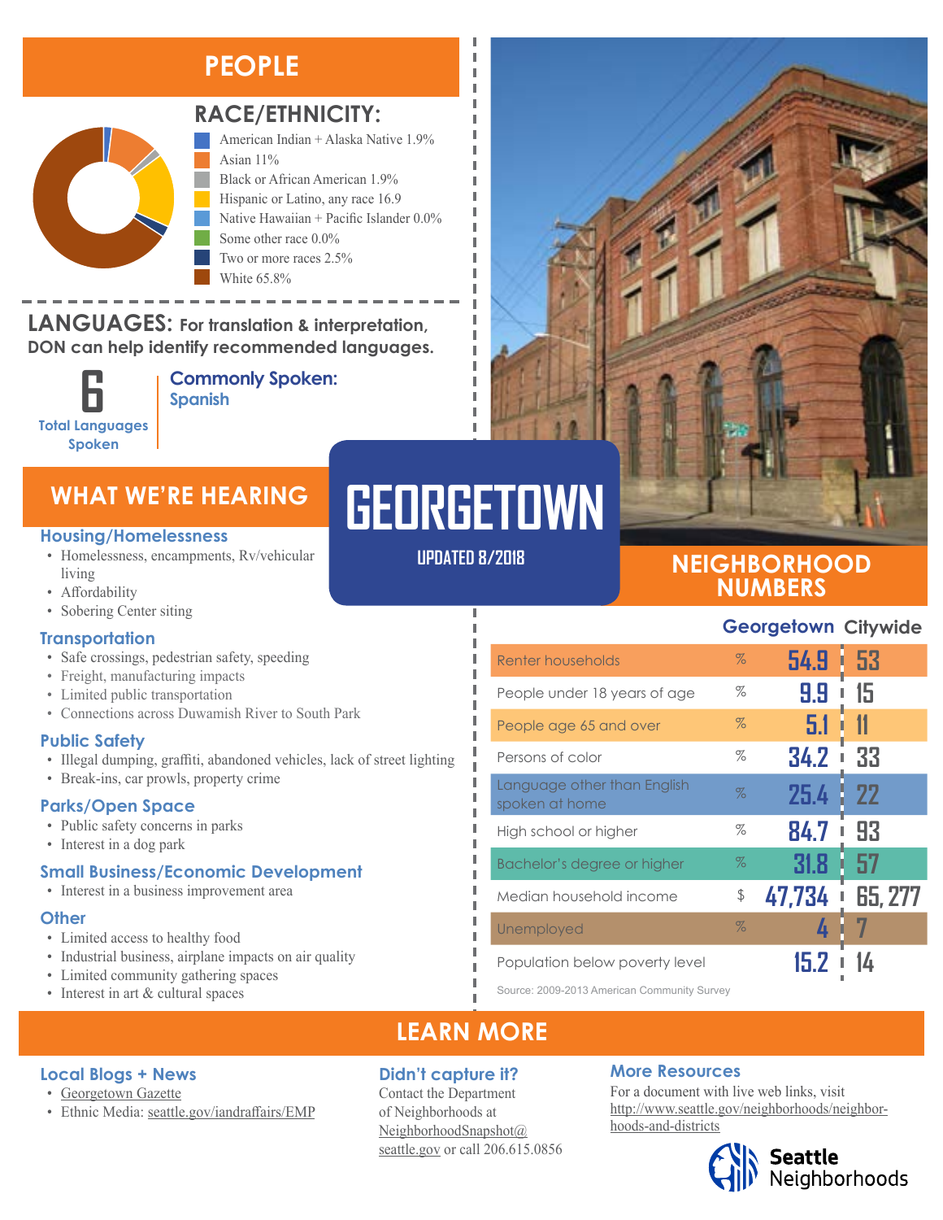# GEORGETOWN

UPDATED 8/2018

## PEOPLE

### RACE/ETHNICITY:

- American Indian + Alaska Native 1.9%
- Asian 11%
- Black or African American 1.9%
- Hispanic or Latino, any race 16.9
- Native Hawaiian + Pacific Islander 0.0%
- Some other race 0.0%
- Two or more races 2.5%
- White 65.8%

### LANGUAGES: For translation & interpretation, DON can help identify recommended languages.

**6** Total Languages Spoken

**Commonly Spoken:** Spanish

## WHAT WE'RE HEARING

### Housing/Homelessness

- Homelessness, encampments, Rv/vehicular living
- Affordability
- Sobering Center siting

### Transportation

- Safe crossings, pedestrian safety, speeding
- Freight, manufacturing impacts
- Limited public transportation
- Connections across Duwamish River to South Park

### Public Safety

- Illegal dumping, graffiti, abandoned vehicles, lack of street lighting
- Break-ins, car prowls, property crime

### Parks/Open Space

- Public safety concerns in parks
- Interest in a dog park

### Small Business/Economic Development

- Interest in a business improvement area

### Other

- Limited access to healthy food
- Industrial business, airplane impacts on air quality
- Limited community gathering spaces
- Interest in art & cultural spaces

## NEIGHBORHOOD NUMBERS

| | | Georgetown | Citywide |
|---|---|---|---|
| Renter households | % | 54.9 | 53 |
| People under 18 years of age | % | 9.9 | 15 |
| People age 65 and over | % | 5.1 | 11 |
| Persons of color | % | 34.2 | 33 |
| Language other than English spoken at home | % | 25.4 | 22 |
| High school or higher | % | 84.7 | 93 |
| Bachelor's degree or higher | % | 31.8 | 57 |
| Median household income | $ | 47,734 | 65, 277 |
| Unemployed | % | 4 | 7 |
| Population below poverty level | | 15.2 | 14 |

Source: 2009-2013 American Community Survey

## LEARN MORE

### Local Blogs + News

- Georgetown Gazette
- Ethnic Media: seattle.gov/iandraffairs/EMP

### Didn't capture it?

Contact the Department of Neighborhoods at NeighborhoodSnapshot@seattle.gov or call 206.615.0856

### More Resources

For a document with live web links, visit http://www.seattle.gov/neighborhoods/neighborhoods-and-districts

Seattle Neighborhoods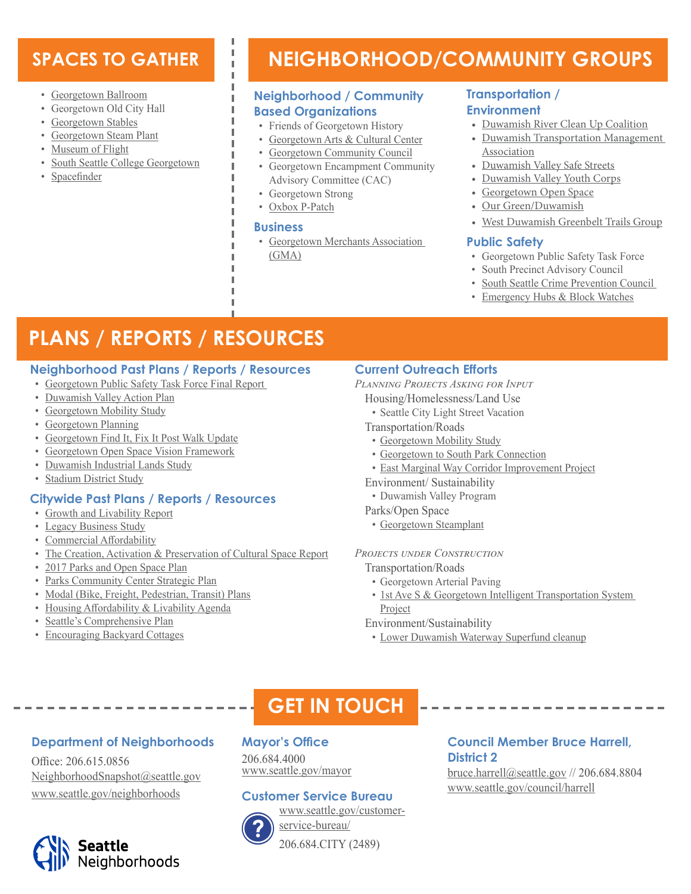## SPACES TO GATHER

- Georgetown Ballroom
- Georgetown Old City Hall
- Georgetown Stables
- Georgetown Steam Plant
- Museum of Flight
- South Seattle College Georgetown
- Spacefinder

## NEIGHBORHOOD/COMMUNITY GROUPS

### Neighborhood / Community Based Organizations

- Friends of Georgetown History
- Georgetown Arts & Cultural Center
- Georgetown Community Council
- Georgetown Encampment Community Advisory Committee (CAC)
- Georgetown Strong
- Oxbox P-Patch

### Business

- Georgetown Merchants Association (GMA)

### Transportation / Environment

- Duwamish River Clean Up Coalition
- Duwamish Transportation Management Association
- Duwamish Valley Safe Streets
- Duwamish Valley Youth Corps
- Georgetown Open Space
- Our Green/Duwamish
- West Duwamish Greenbelt Trails Group

### Public Safety

- Georgetown Public Safety Task Force
- South Precinct Advisory Council
- South Seattle Crime Prevention Council
- Emergency Hubs & Block Watches

## PLANS / REPORTS / RESOURCES

### Neighborhood Past Plans / Reports / Resources

- Georgetown Public Safety Task Force Final Report
- Duwamish Valley Action Plan
- Georgetown Mobility Study
- Georgetown Planning
- Georgetown Find It, Fix It Post Walk Update
- Georgetown Open Space Vision Framework
- Duwamish Industrial Lands Study
- Stadium District Study

### Citywide Past Plans / Reports / Resources

- Growth and Livability Report
- Legacy Business Study
- Commercial Affordability
- The Creation, Activation & Preservation of Cultural Space Report
- 2017 Parks and Open Space Plan
- Parks Community Center Strategic Plan
- Modal (Bike, Freight, Pedestrian, Transit) Plans
- Housing Affordability & Livability Agenda
- Seattle's Comprehensive Plan
- Encouraging Backyard Cottages

### Current Outreach Efforts

*Planning Projects Asking for Input*

Housing/Homelessness/Land Use
- Seattle City Light Street Vacation

Transportation/Roads
- Georgetown Mobility Study
- Georgetown to South Park Connection
- East Marginal Way Corridor Improvement Project

Environment/ Sustainability
- Duwamish Valley Program

Parks/Open Space
- Georgetown Steamplant

*Projects under Construction*

Transportation/Roads
- Georgetown Arterial Paving
- 1st Ave S & Georgetown Intelligent Transportation System Project

Environment/Sustainability
- Lower Duwamish Waterway Superfund cleanup

## GET IN TOUCH

### Department of Neighborhoods

Office: 206.615.0856
NeighborhoodSnapshot@seattle.gov
www.seattle.gov/neighborhoods

Seattle Neighborhoods

### Mayor's Office

206.684.4000
www.seattle.gov/mayor

### Customer Service Bureau

www.seattle.gov/customer-service-bureau/
206.684.CITY (2489)

### Council Member Bruce Harrell, District 2

bruce.harrell@seattle.gov // 206.684.8804
www.seattle.gov/council/harrell